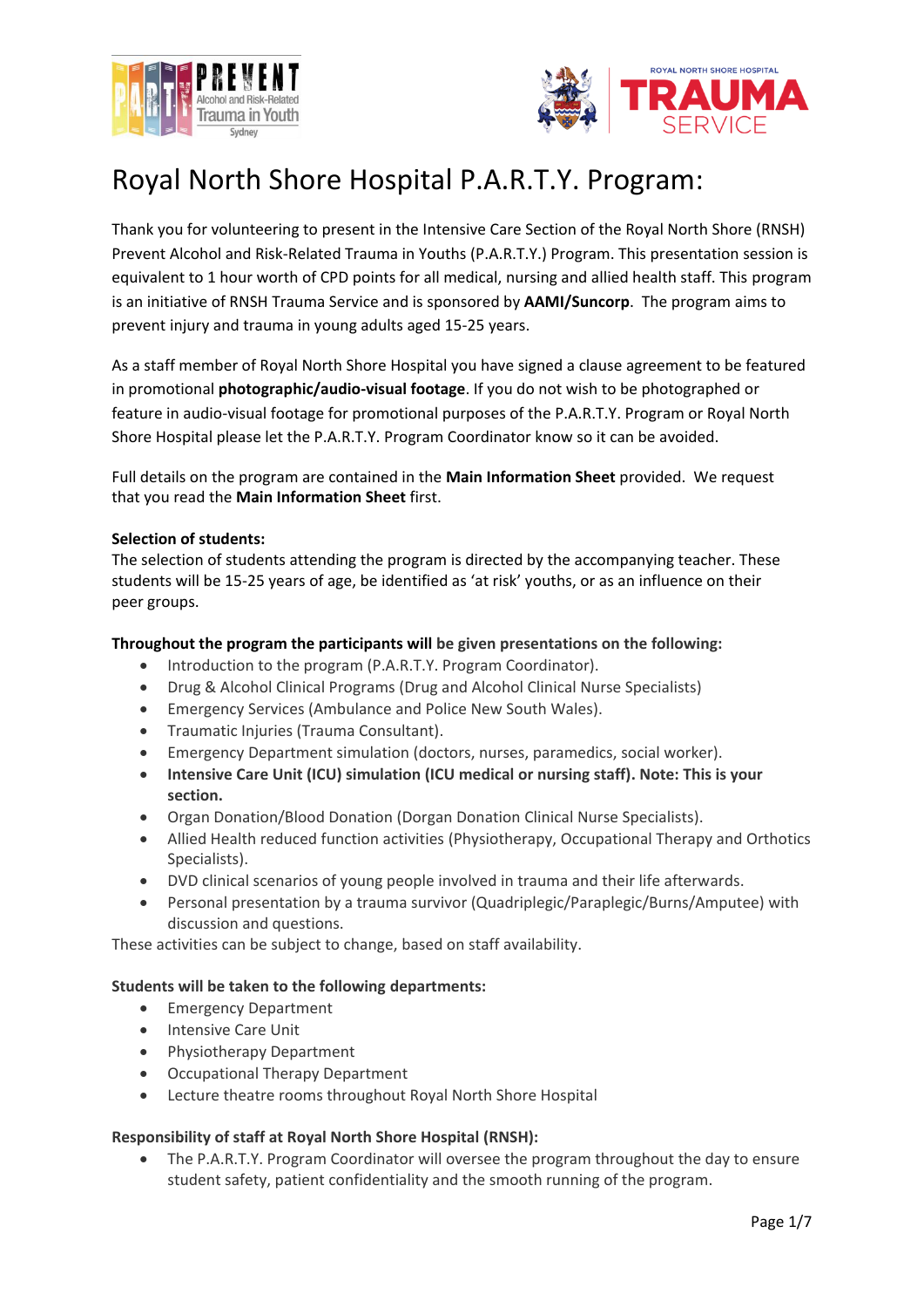# Royal North Shore Hospital P.A.R.T.Y. Program:

Thank you for volunteering to present in the Intensive Care Section of the Royal North Shore (RNSH) Prevent Alcohol and Risk-Related Trauma in Youths (P.A.R.T.Y.) Program. This presentation session is equivalent to 1 hour worth of CPD points for all medical, nursing and allied health staff. This program is an initiative of RNSH Trauma Service and is sponsored by **AAMI/Suncorp**. The program aims to prevent injury and trauma in young adults aged 15-25 years.

As a staff member of Royal North Shore Hospital you have signed a clause agreement to be featured in promotional **photographic/audio-visual footage**. If you do not wish to be photographed or feature in audio-visual footage for promotional purposes of the P.A.R.T.Y. Program or Royal North Shore Hospital please let the P.A.R.T.Y. Program Coordinator know so it can be avoided.

Full details on the program are contained in the **Main Information Sheet** provided. We request that you read the **Main Information Sheet** first.

**Selection of students:**
The selection of students attending the program is directed by the accompanying teacher. These students will be 15-25 years of age, be identified as 'at risk' youths, or as an influence on their peer groups.

**Throughout the program the participants will be given presentations on the following:**

- Introduction to the program (P.A.R.T.Y. Program Coordinator).
- Drug & Alcohol Clinical Programs (Drug and Alcohol Clinical Nurse Specialists)
- Emergency Services (Ambulance and Police New South Wales).
- Traumatic Injuries (Trauma Consultant).
- Emergency Department simulation (doctors, nurses, paramedics, social worker).
- **Intensive Care Unit (ICU) simulation (ICU medical or nursing staff). Note: This is your section.**
- Organ Donation/Blood Donation (Dorgan Donation Clinical Nurse Specialists).
- Allied Health reduced function activities (Physiotherapy, Occupational Therapy and Orthotics Specialists).
- DVD clinical scenarios of young people involved in trauma and their life afterwards.
- Personal presentation by a trauma survivor (Quadriplegic/Paraplegic/Burns/Amputee) with discussion and questions.

These activities can be subject to change, based on staff availability.

**Students will be taken to the following departments:**

- Emergency Department
- Intensive Care Unit
- Physiotherapy Department
- Occupational Therapy Department
- Lecture theatre rooms throughout Royal North Shore Hospital

**Responsibility of staff at Royal North Shore Hospital (RNSH):**

- The P.A.R.T.Y. Program Coordinator will oversee the program throughout the day to ensure student safety, patient confidentiality and the smooth running of the program.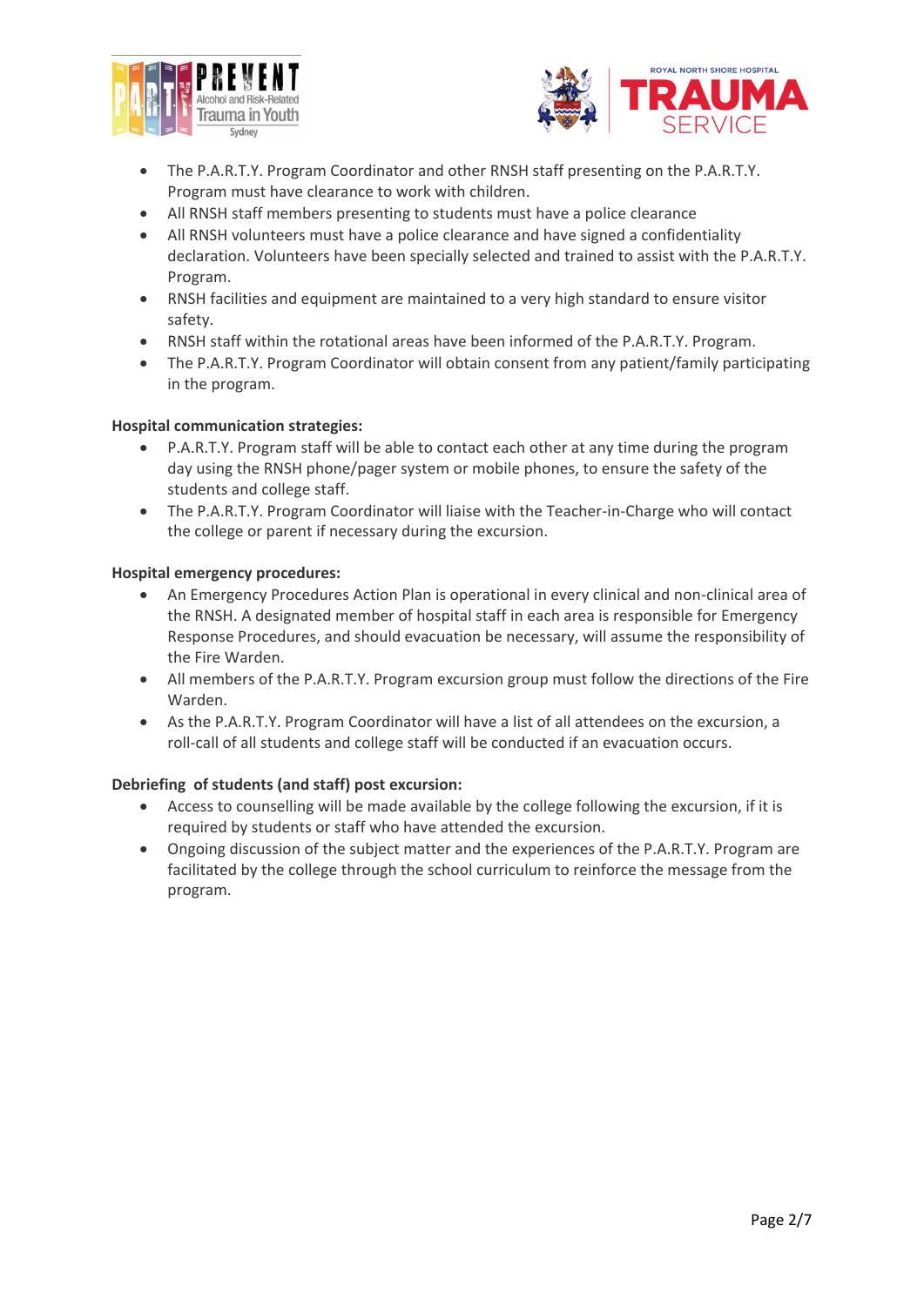- The P.A.R.T.Y. Program Coordinator and other RNSH staff presenting on the P.A.R.T.Y. Program must have clearance to work with children.
- All RNSH staff members presenting to students must have a police clearance
- All RNSH volunteers must have a police clearance and have signed a confidentiality declaration. Volunteers have been specially selected and trained to assist with the P.A.R.T.Y. Program.
- RNSH facilities and equipment are maintained to a very high standard to ensure visitor safety.
- RNSH staff within the rotational areas have been informed of the P.A.R.T.Y. Program.
- The P.A.R.T.Y. Program Coordinator will obtain consent from any patient/family participating in the program.

**Hospital communication strategies:**

- P.A.R.T.Y. Program staff will be able to contact each other at any time during the program day using the RNSH phone/pager system or mobile phones, to ensure the safety of the students and college staff.
- The P.A.R.T.Y. Program Coordinator will liaise with the Teacher-in-Charge who will contact the college or parent if necessary during the excursion.

**Hospital emergency procedures:**

- An Emergency Procedures Action Plan is operational in every clinical and non-clinical area of the RNSH. A designated member of hospital staff in each area is responsible for Emergency Response Procedures, and should evacuation be necessary, will assume the responsibility of the Fire Warden.
- All members of the P.A.R.T.Y. Program excursion group must follow the directions of the Fire Warden.
- As the P.A.R.T.Y. Program Coordinator will have a list of all attendees on the excursion, a roll-call of all students and college staff will be conducted if an evacuation occurs.

**Debriefing of students (and staff) post excursion:**

- Access to counselling will be made available by the college following the excursion, if it is required by students or staff who have attended the excursion.
- Ongoing discussion of the subject matter and the experiences of the P.A.R.T.Y. Program are facilitated by the college through the school curriculum to reinforce the message from the program.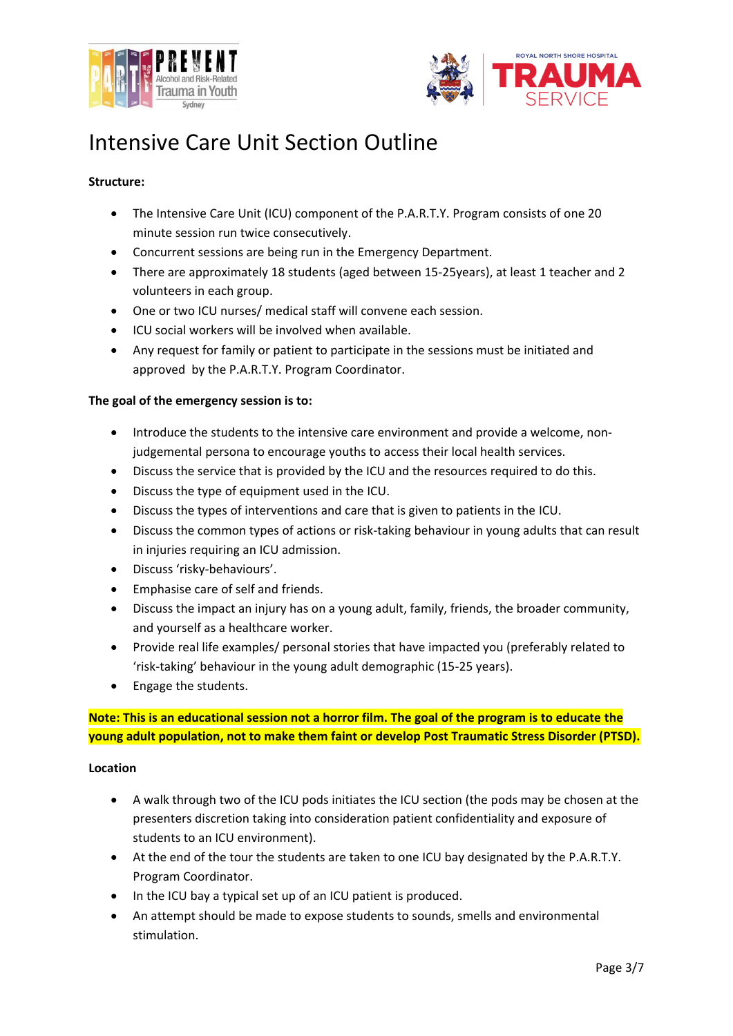# Intensive Care Unit Section Outline

**Structure:**

- The Intensive Care Unit (ICU) component of the P.A.R.T.Y. Program consists of one 20 minute session run twice consecutively.
- Concurrent sessions are being run in the Emergency Department.
- There are approximately 18 students (aged between 15-25years), at least 1 teacher and 2 volunteers in each group.
- One or two ICU nurses/ medical staff will convene each session.
- ICU social workers will be involved when available.
- Any request for family or patient to participate in the sessions must be initiated and approved by the P.A.R.T.Y. Program Coordinator.

**The goal of the emergency session is to:**

- Introduce the students to the intensive care environment and provide a welcome, non-judgemental persona to encourage youths to access their local health services.
- Discuss the service that is provided by the ICU and the resources required to do this.
- Discuss the type of equipment used in the ICU.
- Discuss the types of interventions and care that is given to patients in the ICU.
- Discuss the common types of actions or risk-taking behaviour in young adults that can result in injuries requiring an ICU admission.
- Discuss 'risky-behaviours'.
- Emphasise care of self and friends.
- Discuss the impact an injury has on a young adult, family, friends, the broader community, and yourself as a healthcare worker.
- Provide real life examples/ personal stories that have impacted you (preferably related to 'risk-taking' behaviour in the young adult demographic (15-25 years).
- Engage the students.

**Note: This is an educational session not a horror film. The goal of the program is to educate the young adult population, not to make them faint or develop Post Traumatic Stress Disorder (PTSD).**

**Location**

- A walk through two of the ICU pods initiates the ICU section (the pods may be chosen at the presenters discretion taking into consideration patient confidentiality and exposure of students to an ICU environment).
- At the end of the tour the students are taken to one ICU bay designated by the P.A.R.T.Y. Program Coordinator.
- In the ICU bay a typical set up of an ICU patient is produced.
- An attempt should be made to expose students to sounds, smells and environmental stimulation.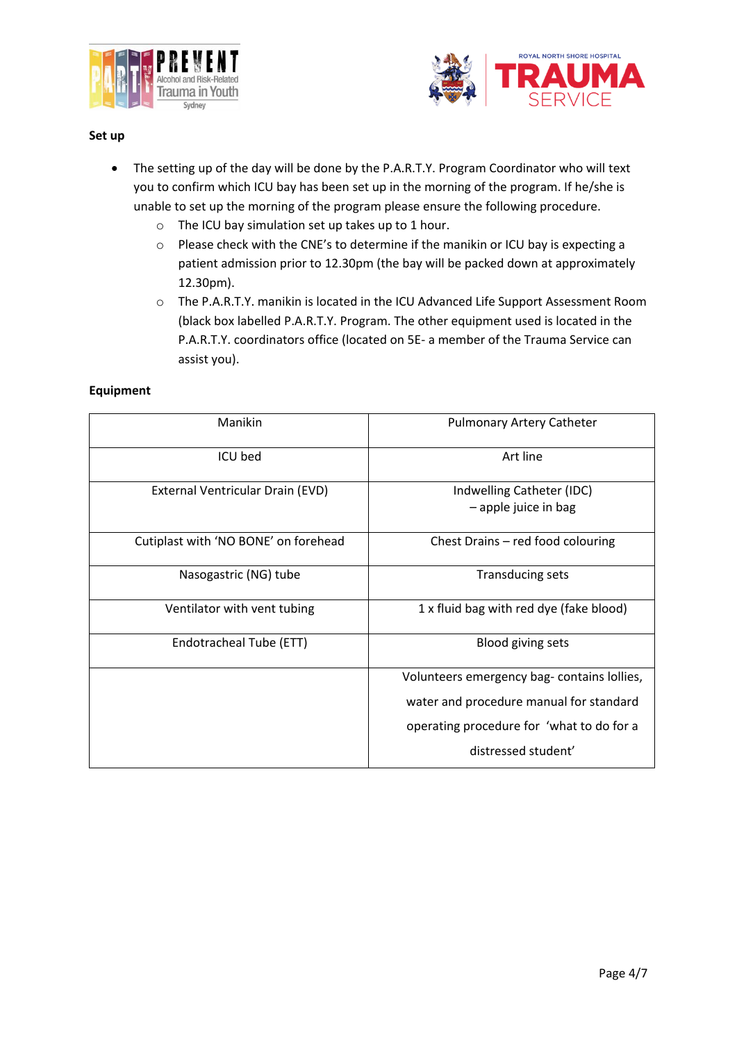**Set up**

- The setting up of the day will be done by the P.A.R.T.Y. Program Coordinator who will text you to confirm which ICU bay has been set up in the morning of the program. If he/she is unable to set up the morning of the program please ensure the following procedure.
  - The ICU bay simulation set up takes up to 1 hour.
  - Please check with the CNE's to determine if the manikin or ICU bay is expecting a patient admission prior to 12.30pm (the bay will be packed down at approximately 12.30pm).
  - The P.A.R.T.Y. manikin is located in the ICU Advanced Life Support Assessment Room (black box labelled P.A.R.T.Y. Program. The other equipment used is located in the P.A.R.T.Y. coordinators office (located on 5E- a member of the Trauma Service can assist you).

**Equipment**

| | |
|---|---|
| Manikin | Pulmonary Artery Catheter |
| ICU bed | Art line |
| External Ventricular Drain (EVD) | Indwelling Catheter (IDC) – apple juice in bag |
| Cutiplast with 'NO BONE' on forehead | Chest Drains – red food colouring |
| Nasogastric (NG) tube | Transducing sets |
| Ventilator with vent tubing | 1 x fluid bag with red dye (fake blood) |
| Endotracheal Tube (ETT) | Blood giving sets |
| | Volunteers emergency bag- contains lollies, water and procedure manual for standard operating procedure for 'what to do for a distressed student' |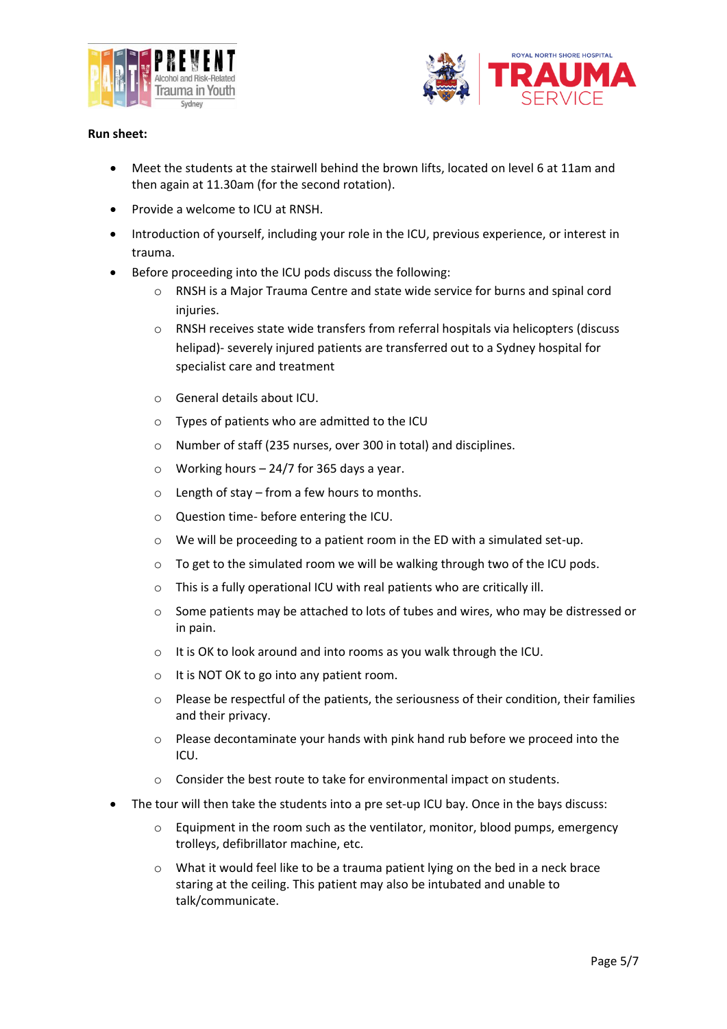**Run sheet:**

- Meet the students at the stairwell behind the brown lifts, located on level 6 at 11am and then again at 11.30am (for the second rotation).
- Provide a welcome to ICU at RNSH.
- Introduction of yourself, including your role in the ICU, previous experience, or interest in trauma.
- Before proceeding into the ICU pods discuss the following:
  - RNSH is a Major Trauma Centre and state wide service for burns and spinal cord injuries.
  - RNSH receives state wide transfers from referral hospitals via helicopters (discuss helipad)- severely injured patients are transferred out to a Sydney hospital for specialist care and treatment
  - General details about ICU.
  - Types of patients who are admitted to the ICU
  - Number of staff (235 nurses, over 300 in total) and disciplines.
  - Working hours – 24/7 for 365 days a year.
  - Length of stay – from a few hours to months.
  - Question time- before entering the ICU.
  - We will be proceeding to a patient room in the ED with a simulated set-up.
  - To get to the simulated room we will be walking through two of the ICU pods.
  - This is a fully operational ICU with real patients who are critically ill.
  - Some patients may be attached to lots of tubes and wires, who may be distressed or in pain.
  - It is OK to look around and into rooms as you walk through the ICU.
  - It is NOT OK to go into any patient room.
  - Please be respectful of the patients, the seriousness of their condition, their families and their privacy.
  - Please decontaminate your hands with pink hand rub before we proceed into the ICU.
  - Consider the best route to take for environmental impact on students.
- The tour will then take the students into a pre set-up ICU bay. Once in the bays discuss:
  - Equipment in the room such as the ventilator, monitor, blood pumps, emergency trolleys, defibrillator machine, etc.
  - What it would feel like to be a trauma patient lying on the bed in a neck brace staring at the ceiling. This patient may also be intubated and unable to talk/communicate.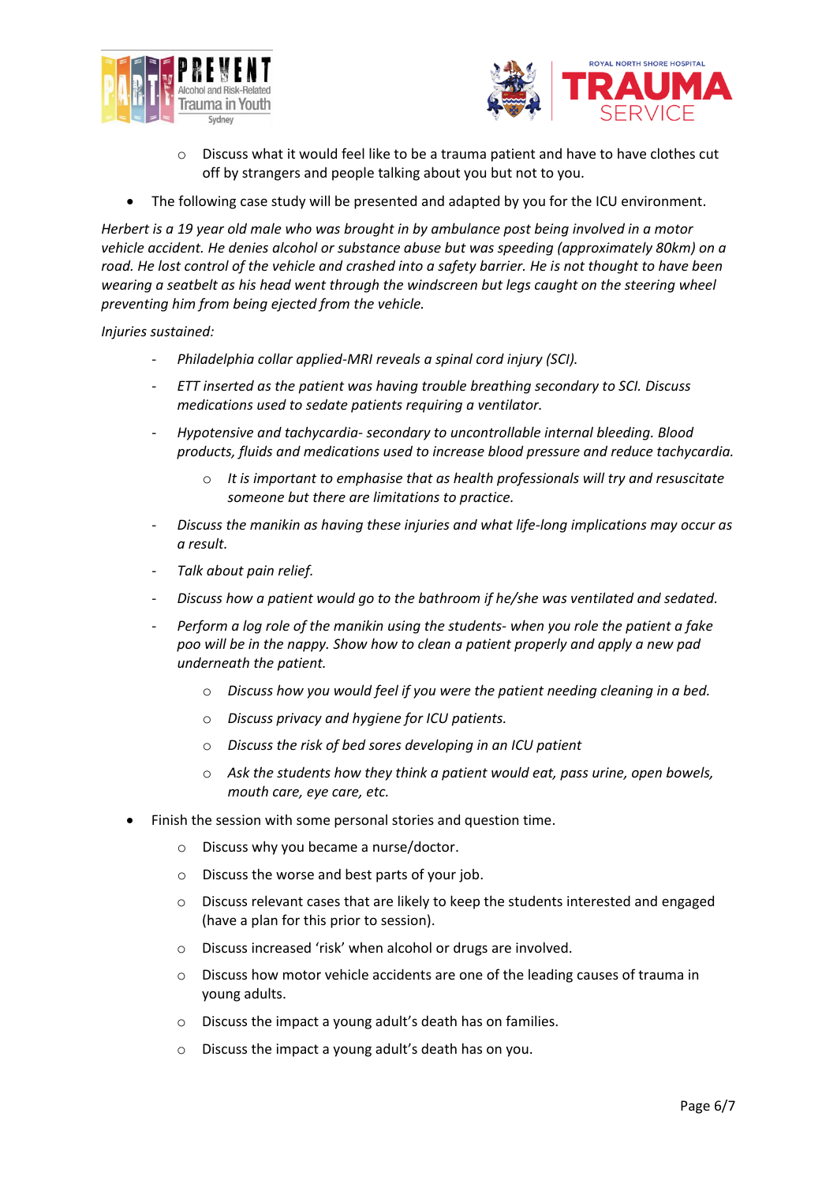- Discuss what it would feel like to be a trauma patient and have to have clothes cut off by strangers and people talking about you but not to you.

- The following case study will be presented and adapted by you for the ICU environment.

*Herbert is a 19 year old male who was brought in by ambulance post being involved in a motor vehicle accident. He denies alcohol or substance abuse but was speeding (approximately 80km) on a road. He lost control of the vehicle and crashed into a safety barrier. He is not thought to have been wearing a seatbelt as his head went through the windscreen but legs caught on the steering wheel preventing him from being ejected from the vehicle.*

*Injuries sustained:*

- *Philadelphia collar applied-MRI reveals a spinal cord injury (SCI).*
- *ETT inserted as the patient was having trouble breathing secondary to SCI. Discuss medications used to sedate patients requiring a ventilator.*
- *Hypotensive and tachycardia- secondary to uncontrollable internal bleeding. Blood products, fluids and medications used to increase blood pressure and reduce tachycardia.*
  - *It is important to emphasise that as health professionals will try and resuscitate someone but there are limitations to practice.*
- *Discuss the manikin as having these injuries and what life-long implications may occur as a result.*
- *Talk about pain relief.*
- *Discuss how a patient would go to the bathroom if he/she was ventilated and sedated.*
- *Perform a log role of the manikin using the students- when you role the patient a fake poo will be in the nappy. Show how to clean a patient properly and apply a new pad underneath the patient.*
  - *Discuss how you would feel if you were the patient needing cleaning in a bed.*
  - *Discuss privacy and hygiene for ICU patients.*
  - *Discuss the risk of bed sores developing in an ICU patient*
  - *Ask the students how they think a patient would eat, pass urine, open bowels, mouth care, eye care, etc.*

- Finish the session with some personal stories and question time.
  - Discuss why you became a nurse/doctor.
  - Discuss the worse and best parts of your job.
  - Discuss relevant cases that are likely to keep the students interested and engaged (have a plan for this prior to session).
  - Discuss increased 'risk' when alcohol or drugs are involved.
  - Discuss how motor vehicle accidents are one of the leading causes of trauma in young adults.
  - Discuss the impact a young adult's death has on families.
  - Discuss the impact a young adult's death has on you.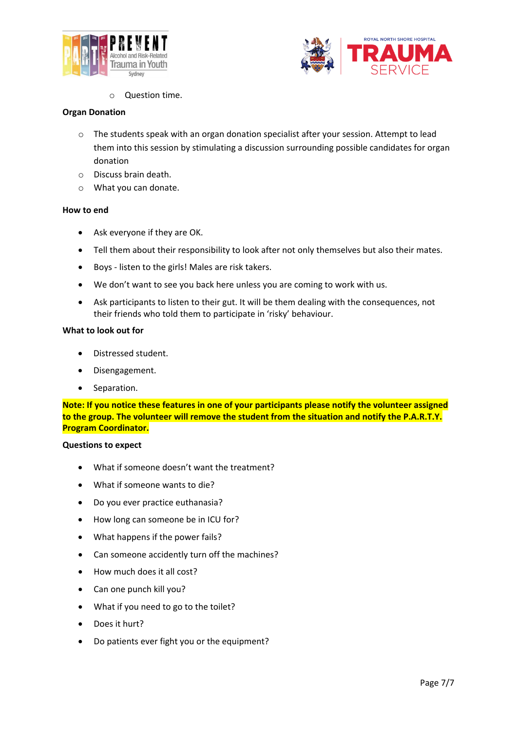- Question time.

**Organ Donation**

- The students speak with an organ donation specialist after your session. Attempt to lead them into this session by stimulating a discussion surrounding possible candidates for organ donation
- Discuss brain death.
- What you can donate.

**How to end**

- Ask everyone if they are OK.
- Tell them about their responsibility to look after not only themselves but also their mates.
- Boys - listen to the girls! Males are risk takers.
- We don't want to see you back here unless you are coming to work with us.
- Ask participants to listen to their gut. It will be them dealing with the consequences, not their friends who told them to participate in 'risky' behaviour.

**What to look out for**

- Distressed student.
- Disengagement.
- Separation.

**Note: If you notice these features in one of your participants please notify the volunteer assigned to the group. The volunteer will remove the student from the situation and notify the P.A.R.T.Y. Program Coordinator.**

**Questions to expect**

- What if someone doesn't want the treatment?
- What if someone wants to die?
- Do you ever practice euthanasia?
- How long can someone be in ICU for?
- What happens if the power fails?
- Can someone accidently turn off the machines?
- How much does it all cost?
- Can one punch kill you?
- What if you need to go to the toilet?
- Does it hurt?
- Do patients ever fight you or the equipment?